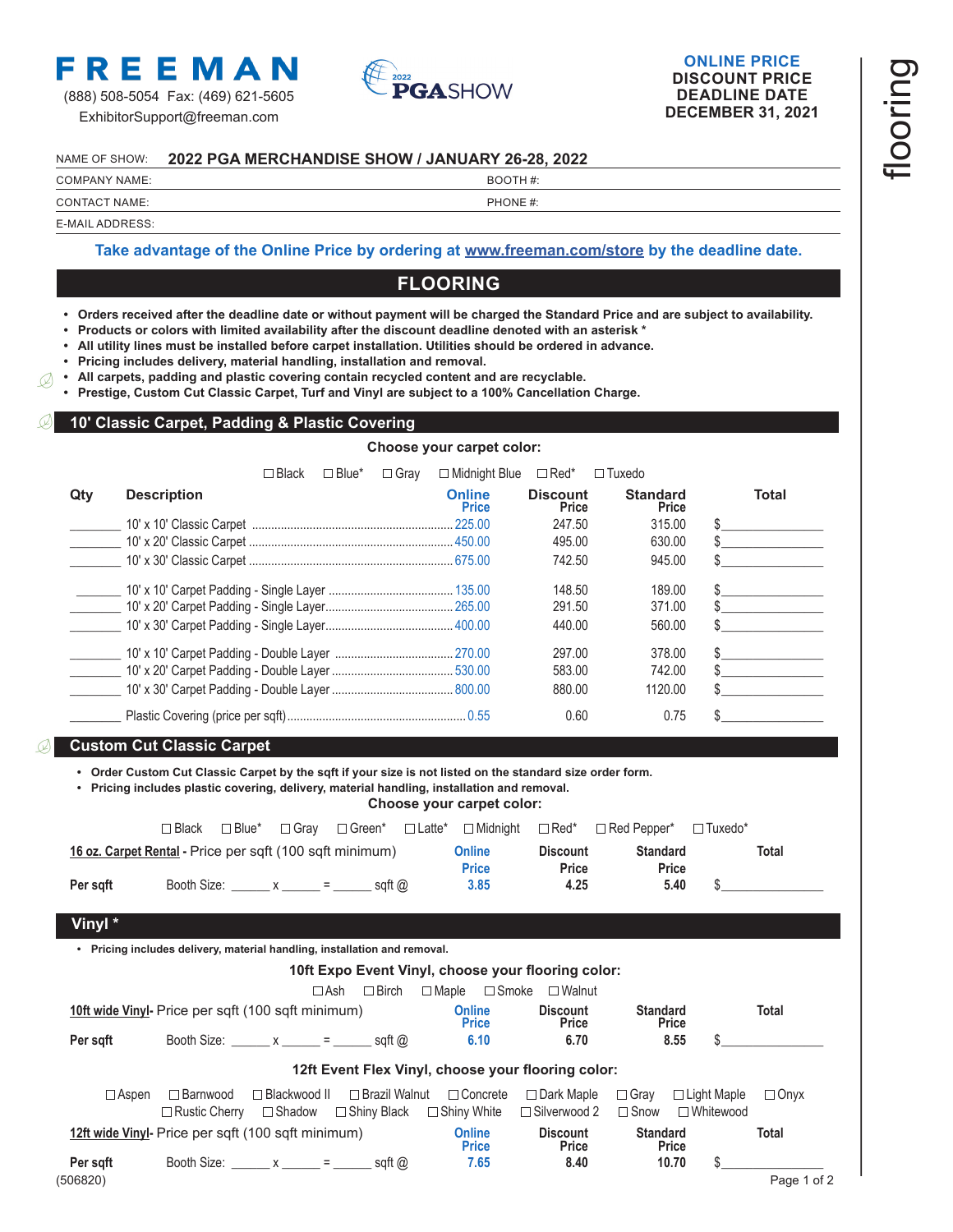**FREEMAN**

(888) 508-5054 Fax: (469) 621-5605

ExhibitorSupport@freeman.com

2022 PGA SHOW

**ONLINE PRICE**
**DISCOUNT PRICE**
**DEADLINE DATE**
**DECEMBER 31, 2021**

flooring

NAME OF SHOW: **2022 PGA MERCHANDISE SHOW / JANUARY 26-28, 2022**

COMPANY NAME: BOOTH #:

CONTACT NAME: PHONE #:

E-MAIL ADDRESS:

**Take advantage of the Online Price by ordering at www.freeman.com/store by the deadline date.**

# FLOORING

- **Orders received after the deadline date or without payment will be charged the Standard Price and are subject to availability.**
- **Products or colors with limited availability after the discount deadline denoted with an asterisk ***
- **All utility lines must be installed before carpet installation. Utilities should be ordered in advance.**
- **Pricing includes delivery, material handling, installation and removal.**
- **All carpets, padding and plastic covering contain recycled content and are recyclable.**
- **Prestige, Custom Cut Classic Carpet, Turf and Vinyl are subject to a 100% Cancellation Charge.**

## 10' Classic Carpet, Padding & Plastic Covering

**Choose your carpet color:**

☐ Black ☐ Blue* ☐ Gray ☐ Midnight Blue ☐ Red* ☐ Tuxedo

| Qty | Description | Online Price | Discount Price | Standard Price | Total |
|---|---|---|---|---|---|
| ______ | 10' x 10' Classic Carpet | 225.00 | 247.50 | 315.00 | $______ |
| ______ | 10' x 20' Classic Carpet | 450.00 | 495.00 | 630.00 | $______ |
| ______ | 10' x 30' Classic Carpet | 675.00 | 742.50 | 945.00 | $______ |
| ______ | 10' x 10' Carpet Padding - Single Layer | 135.00 | 148.50 | 189.00 | $______ |
| ______ | 10' x 20' Carpet Padding - Single Layer | 265.00 | 291.50 | 371.00 | $______ |
| ______ | 10' x 30' Carpet Padding - Single Layer | 400.00 | 440.00 | 560.00 | $______ |
| ______ | 10' x 10' Carpet Padding - Double Layer | 270.00 | 297.00 | 378.00 | $______ |
| ______ | 10' x 20' Carpet Padding - Double Layer | 530.00 | 583.00 | 742.00 | $______ |
| ______ | 10' x 30' Carpet Padding - Double Layer | 800.00 | 880.00 | 1120.00 | $______ |
| ______ | Plastic Covering (price per sqft) | 0.55 | 0.60 | 0.75 | $______ |

## Custom Cut Classic Carpet

- **Order Custom Cut Classic Carpet by the sqft if your size is not listed on the standard size order form.**
- **Pricing includes plastic covering, delivery, material handling, installation and removal.**

**Choose your carpet color:**

☐ Black ☐ Blue* ☐ Gray ☐ Green* ☐ Latte* ☐ Midnight ☐ Red* ☐ Red Pepper* ☐ Tuxedo*

| 16 oz. Carpet Rental - Price per sqft (100 sqft minimum) | | Online Price | Discount Price | Standard Price | Total |
|---|---|---|---|---|---|
| Per sqft | Booth Size: ______ x ______ = ______ sqft @ | 3.85 | 4.25 | 5.40 | $______ |

## Vinyl *

- **Pricing includes delivery, material handling, installation and removal.**

**10ft Expo Event Vinyl, choose your flooring color:**

☐ Ash ☐ Birch ☐ Maple ☐ Smoke ☐ Walnut

| 10ft wide Vinyl - Price per sqft (100 sqft minimum) | | Online Price | Discount Price | Standard Price | Total |
|---|---|---|---|---|---|
| Per sqft | Booth Size: ______ x ______ = ______ sqft @ | 6.10 | 6.70 | 8.55 | $______ |

**12ft Event Flex Vinyl, choose your flooring color:**

☐ Aspen ☐ Barnwood ☐ Blackwood II ☐ Brazil Walnut ☐ Concrete ☐ Dark Maple ☐ Gray ☐ Light Maple ☐ Onyx
☐ Rustic Cherry ☐ Shadow ☐ Shiny Black ☐ Shiny White ☐ Silverwood 2 ☐ Snow ☐ Whitewood

| 12ft wide Vinyl - Price per sqft (100 sqft minimum) | | Online Price | Discount Price | Standard Price | Total |
|---|---|---|---|---|---|
| Per sqft | Booth Size: ______ x ______ = ______ sqft @ | 7.65 | 8.40 | 10.70 | $______ |

(506820)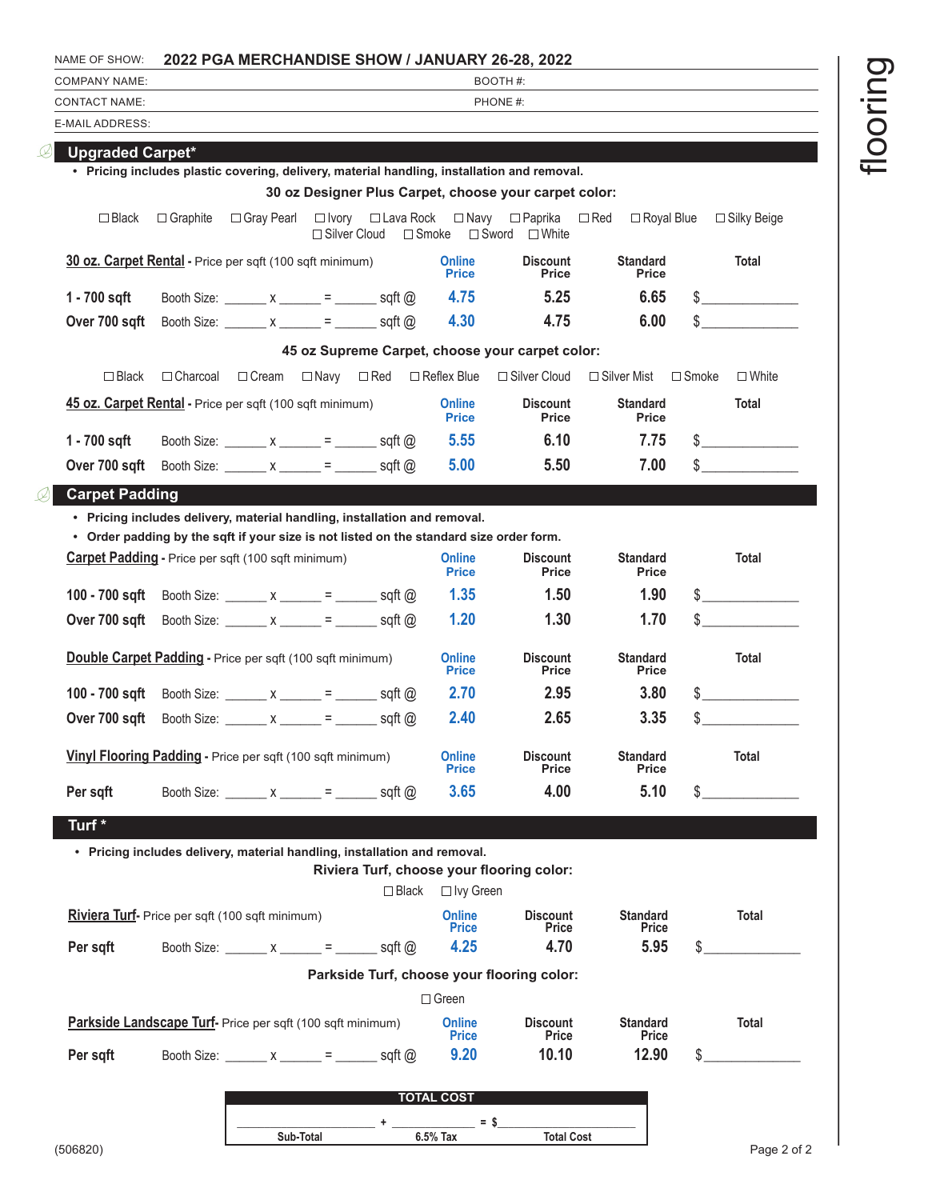NAME OF SHOW: **2022 PGA MERCHANDISE SHOW / JANUARY 26-28, 2022**

COMPANY NAME: BOOTH #:

CONTACT NAME: PHONE #:

E-MAIL ADDRESS:

flooring

## Upgraded Carpet*

- **Pricing includes plastic covering, delivery, material handling, installation and removal.**

**30 oz Designer Plus Carpet, choose your carpet color:**

☐ Black ☐ Graphite ☐ Gray Pearl ☐ Ivory ☐ Lava Rock ☐ Navy ☐ Paprika ☐ Red ☐ Royal Blue ☐ Silky Beige ☐ Silver Cloud ☐ Smoke ☐ Sword ☐ White

| **30 oz. Carpet Rental** - Price per sqft (100 sqft minimum) | | Online Price | Discount Price | Standard Price | Total |
|---|---|---|---|---|---|
| **1 - 700 sqft** | Booth Size: ______ x ______ = ______ sqft @ | 4.75 | 5.25 | 6.65 | $____________ |
| **Over 700 sqft** | Booth Size: ______ x ______ = ______ sqft @ | 4.30 | 4.75 | 6.00 | $____________ |

**45 oz Supreme Carpet, choose your carpet color:**

☐ Black ☐ Charcoal ☐ Cream ☐ Navy ☐ Red ☐ Reflex Blue ☐ Silver Cloud ☐ Silver Mist ☐ Smoke ☐ White

| **45 oz. Carpet Rental** - Price per sqft (100 sqft minimum) | | Online Price | Discount Price | Standard Price | Total |
|---|---|---|---|---|---|
| **1 - 700 sqft** | Booth Size: ______ x ______ = ______ sqft @ | 5.55 | 6.10 | 7.75 | $____________ |
| **Over 700 sqft** | Booth Size: ______ x ______ = ______ sqft @ | 5.00 | 5.50 | 7.00 | $____________ |

## Carpet Padding

- **Pricing includes delivery, material handling, installation and removal.**
- **Order padding by the sqft if your size is not listed on the standard size order form.**

| **Carpet Padding** - Price per sqft (100 sqft minimum) | | Online Price | Discount Price | Standard Price | Total |
|---|---|---|---|---|---|
| **100 - 700 sqft** | Booth Size: ______ x ______ = ______ sqft @ | 1.35 | 1.50 | 1.90 | $____________ |
| **Over 700 sqft** | Booth Size: ______ x ______ = ______ sqft @ | 1.20 | 1.30 | 1.70 | $____________ |

| **Double Carpet Padding** - Price per sqft (100 sqft minimum) | | Online Price | Discount Price | Standard Price | Total |
|---|---|---|---|---|---|
| **100 - 700 sqft** | Booth Size: ______ x ______ = ______ sqft @ | 2.70 | 2.95 | 3.80 | $____________ |
| **Over 700 sqft** | Booth Size: ______ x ______ = ______ sqft @ | 2.40 | 2.65 | 3.35 | $____________ |

| **Vinyl Flooring Padding** - Price per sqft (100 sqft minimum) | | Online Price | Discount Price | Standard Price | Total |
|---|---|---|---|---|---|
| **Per sqft** | Booth Size: ______ x ______ = ______ sqft @ | 3.65 | 4.00 | 5.10 | $____________ |

## Turf *

- **Pricing includes delivery, material handling, installation and removal.**

**Riviera Turf, choose your flooring color:**

☐ Black ☐ Ivy Green

| **Riviera Turf**- Price per sqft (100 sqft minimum) | | Online Price | Discount Price | Standard Price | Total |
|---|---|---|---|---|---|
| **Per sqft** | Booth Size: ______ x ______ = ______ sqft @ | 4.25 | 4.70 | 5.95 | $____________ |

**Parkside Turf, choose your flooring color:**

☐ Green

| **Parkside Landscape Turf**- Price per sqft (100 sqft minimum) | | Online Price | Discount Price | Standard Price | Total |
|---|---|---|---|---|---|
| **Per sqft** | Booth Size: ______ x ______ = ______ sqft @ | 9.20 | 10.10 | 12.90 | $____________ |

**TOTAL COST**

______________ + ______________ = $______________

Sub-Total 6.5% Tax Total Cost

(506820)